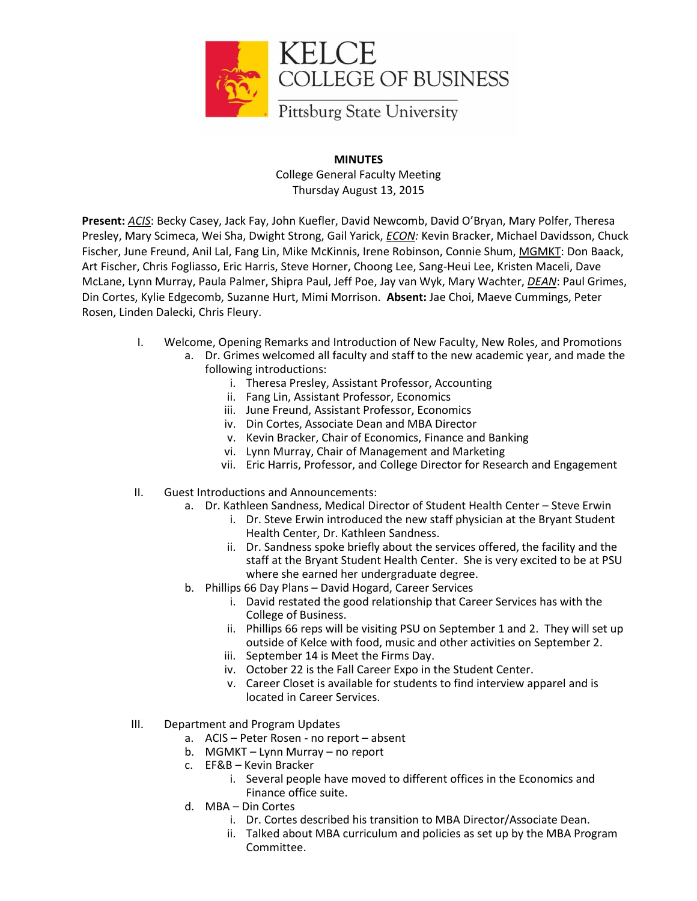KELCE
COLLEGE OF BUSINESS
Pittsburg State University

**MINUTES**

College General Faculty Meeting
Thursday August 13, 2015

**Present:** *ACIS*: Becky Casey, Jack Fay, John Kuefler, David Newcomb, David O'Bryan, Mary Polfer, Theresa Presley, Mary Scimeca, Wei Sha, Dwight Strong, Gail Yarick, *ECON:* Kevin Bracker, Michael Davidsson, Chuck Fischer, June Freund, Anil Lal, Fang Lin, Mike McKinnis, Irene Robinson, Connie Shum, MGMKT: Don Baack, Art Fischer, Chris Fogliasso, Eric Harris, Steve Horner, Choong Lee, Sang-Heui Lee, Kristen Maceli, Dave McLane, Lynn Murray, Paula Palmer, Shipra Paul, Jeff Poe, Jay van Wyk, Mary Wachter, *DEAN*: Paul Grimes, Din Cortes, Kylie Edgecomb, Suzanne Hurt, Mimi Morrison. **Absent:** Jae Choi, Maeve Cummings, Peter Rosen, Linden Dalecki, Chris Fleury.

I. Welcome, Opening Remarks and Introduction of New Faculty, New Roles, and Promotions
   a. Dr. Grimes welcomed all faculty and staff to the new academic year, and made the following introductions:
      i. Theresa Presley, Assistant Professor, Accounting
      ii. Fang Lin, Assistant Professor, Economics
      iii. June Freund, Assistant Professor, Economics
      iv. Din Cortes, Associate Dean and MBA Director
      v. Kevin Bracker, Chair of Economics, Finance and Banking
      vi. Lynn Murray, Chair of Management and Marketing
      vii. Eric Harris, Professor, and College Director for Research and Engagement

II. Guest Introductions and Announcements:
   a. Dr. Kathleen Sandness, Medical Director of Student Health Center – Steve Erwin
      i. Dr. Steve Erwin introduced the new staff physician at the Bryant Student Health Center, Dr. Kathleen Sandness.
      ii. Dr. Sandness spoke briefly about the services offered, the facility and the staff at the Bryant Student Health Center. She is very excited to be at PSU where she earned her undergraduate degree.
   b. Phillips 66 Day Plans – David Hogard, Career Services
      i. David restated the good relationship that Career Services has with the College of Business.
      ii. Phillips 66 reps will be visiting PSU on September 1 and 2. They will set up outside of Kelce with food, music and other activities on September 2.
      iii. September 14 is Meet the Firms Day.
      iv. October 22 is the Fall Career Expo in the Student Center.
      v. Career Closet is available for students to find interview apparel and is located in Career Services.

III. Department and Program Updates
   a. ACIS – Peter Rosen - no report – absent
   b. MGMKT – Lynn Murray – no report
   c. EF&B – Kevin Bracker
      i. Several people have moved to different offices in the Economics and Finance office suite.
   d. MBA – Din Cortes
      i. Dr. Cortes described his transition to MBA Director/Associate Dean.
      ii. Talked about MBA curriculum and policies as set up by the MBA Program Committee.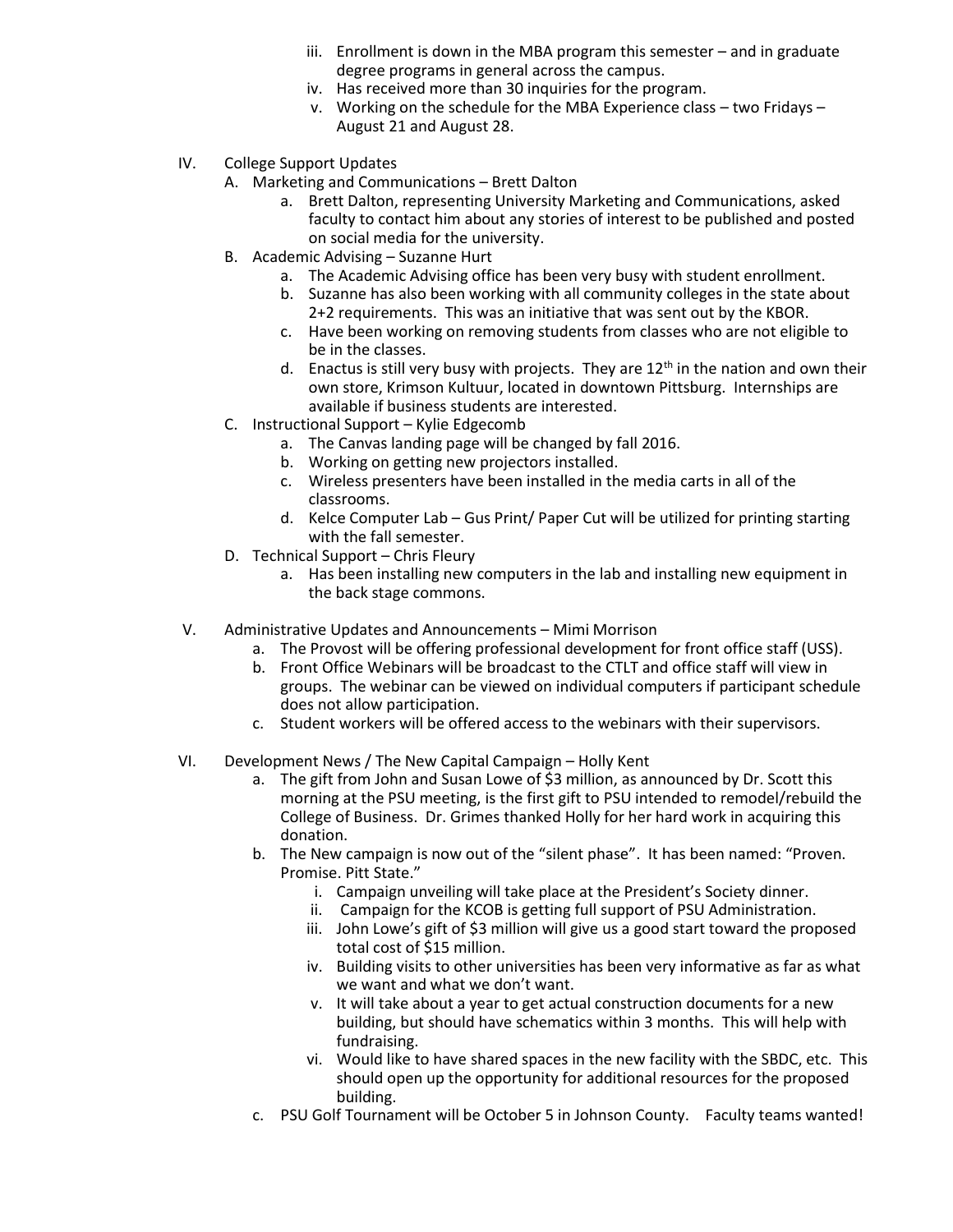iii. Enrollment is down in the MBA program this semester – and in graduate degree programs in general across the campus.
   iv. Has received more than 30 inquiries for the program.
   v. Working on the schedule for the MBA Experience class – two Fridays – August 21 and August 28.

IV. College Support Updates

   A. Marketing and Communications – Brett Dalton
      a. Brett Dalton, representing University Marketing and Communications, asked faculty to contact him about any stories of interest to be published and posted on social media for the university.

   B. Academic Advising – Suzanne Hurt
      a. The Academic Advising office has been very busy with student enrollment.
      b. Suzanne has also been working with all community colleges in the state about 2+2 requirements. This was an initiative that was sent out by the KBOR.
      c. Have been working on removing students from classes who are not eligible to be in the classes.
      d. Enactus is still very busy with projects. They are 12th in the nation and own their own store, Krimson Kultuur, located in downtown Pittsburg. Internships are available if business students are interested.

   C. Instructional Support – Kylie Edgecomb
      a. The Canvas landing page will be changed by fall 2016.
      b. Working on getting new projectors installed.
      c. Wireless presenters have been installed in the media carts in all of the classrooms.
      d. Kelce Computer Lab – Gus Print/ Paper Cut will be utilized for printing starting with the fall semester.

   D. Technical Support – Chris Fleury
      a. Has been installing new computers in the lab and installing new equipment in the back stage commons.

V. Administrative Updates and Announcements – Mimi Morrison
   a. The Provost will be offering professional development for front office staff (USS).
   b. Front Office Webinars will be broadcast to the CTLT and office staff will view in groups. The webinar can be viewed on individual computers if participant schedule does not allow participation.
   c. Student workers will be offered access to the webinars with their supervisors.

VI. Development News / The New Capital Campaign – Holly Kent
   a. The gift from John and Susan Lowe of $3 million, as announced by Dr. Scott this morning at the PSU meeting, is the first gift to PSU intended to remodel/rebuild the College of Business. Dr. Grimes thanked Holly for her hard work in acquiring this donation.
   b. The New campaign is now out of the "silent phase". It has been named: "Proven. Promise. Pitt State."
      i. Campaign unveiling will take place at the President's Society dinner.
      ii. Campaign for the KCOB is getting full support of PSU Administration.
      iii. John Lowe's gift of $3 million will give us a good start toward the proposed total cost of $15 million.
      iv. Building visits to other universities has been very informative as far as what we want and what we don't want.
      v. It will take about a year to get actual construction documents for a new building, but should have schematics within 3 months. This will help with fundraising.
      vi. Would like to have shared spaces in the new facility with the SBDC, etc. This should open up the opportunity for additional resources for the proposed building.
   c. PSU Golf Tournament will be October 5 in Johnson County. Faculty teams wanted!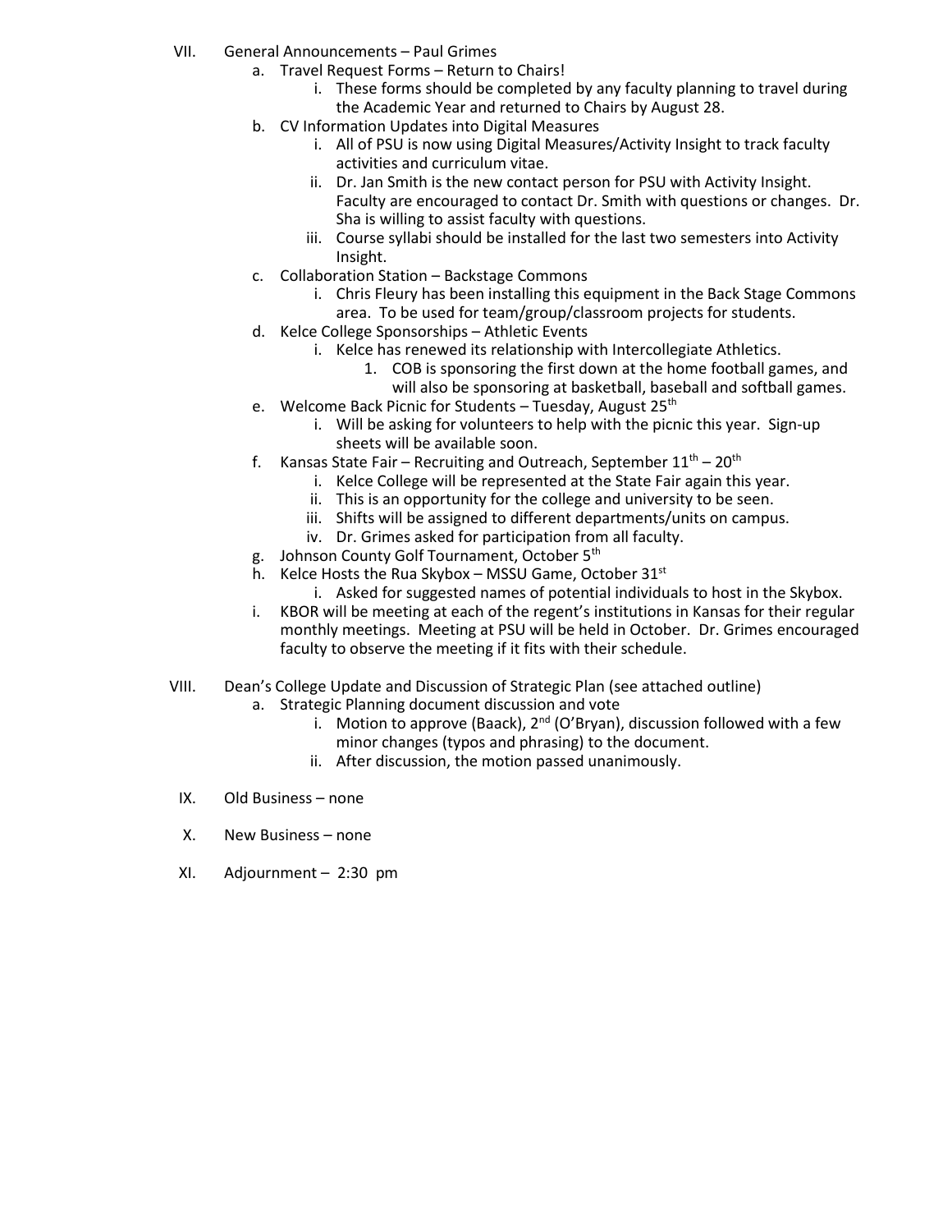VII. General Announcements – Paul Grimes

   a. Travel Request Forms – Return to Chairs!
      i. These forms should be completed by any faculty planning to travel during the Academic Year and returned to Chairs by August 28.
   b. CV Information Updates into Digital Measures
      i. All of PSU is now using Digital Measures/Activity Insight to track faculty activities and curriculum vitae.
      ii. Dr. Jan Smith is the new contact person for PSU with Activity Insight. Faculty are encouraged to contact Dr. Smith with questions or changes. Dr. Sha is willing to assist faculty with questions.
      iii. Course syllabi should be installed for the last two semesters into Activity Insight.
   c. Collaboration Station – Backstage Commons
      i. Chris Fleury has been installing this equipment in the Back Stage Commons area. To be used for team/group/classroom projects for students.
   d. Kelce College Sponsorships – Athletic Events
      i. Kelce has renewed its relationship with Intercollegiate Athletics.
         1. COB is sponsoring the first down at the home football games, and will also be sponsoring at basketball, baseball and softball games.
   e. Welcome Back Picnic for Students – Tuesday, August 25th
      i. Will be asking for volunteers to help with the picnic this year. Sign-up sheets will be available soon.
   f. Kansas State Fair – Recruiting and Outreach, September 11th – 20th
      i. Kelce College will be represented at the State Fair again this year.
      ii. This is an opportunity for the college and university to be seen.
      iii. Shifts will be assigned to different departments/units on campus.
      iv. Dr. Grimes asked for participation from all faculty.
   g. Johnson County Golf Tournament, October 5th
   h. Kelce Hosts the Rua Skybox – MSSU Game, October 31st
      i. Asked for suggested names of potential individuals to host in the Skybox.
   i. KBOR will be meeting at each of the regent's institutions in Kansas for their regular monthly meetings. Meeting at PSU will be held in October. Dr. Grimes encouraged faculty to observe the meeting if it fits with their schedule.

VIII. Dean's College Update and Discussion of Strategic Plan (see attached outline)

   a. Strategic Planning document discussion and vote
      i. Motion to approve (Baack), 2nd (O'Bryan), discussion followed with a few minor changes (typos and phrasing) to the document.
      ii. After discussion, the motion passed unanimously.

IX. Old Business – none

X. New Business – none

XI. Adjournment – 2:30 pm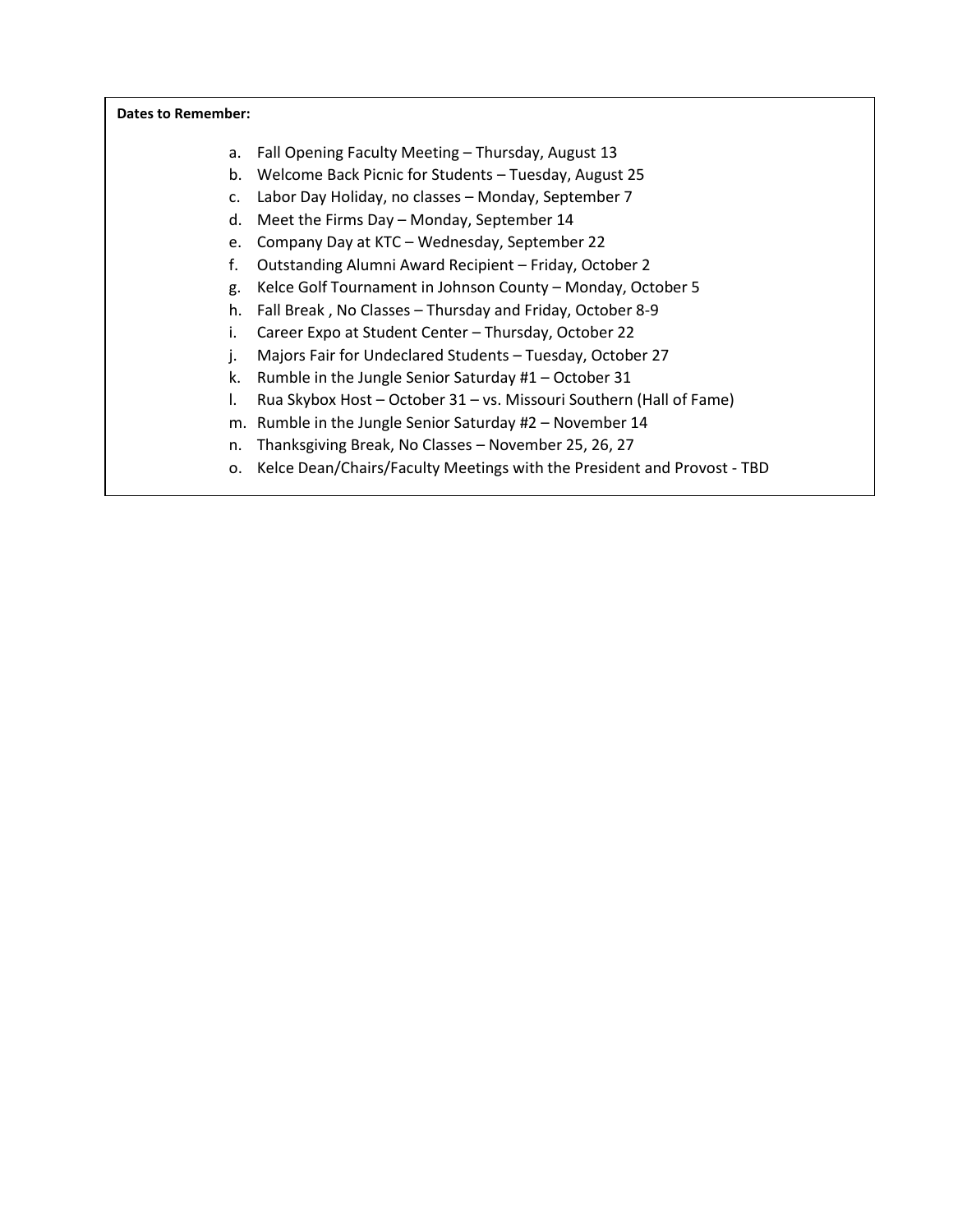**Dates to Remember:**

a. Fall Opening Faculty Meeting – Thursday, August 13
b. Welcome Back Picnic for Students – Tuesday, August 25
c. Labor Day Holiday, no classes – Monday, September 7
d. Meet the Firms Day – Monday, September 14
e. Company Day at KTC – Wednesday, September 22
f. Outstanding Alumni Award Recipient – Friday, October 2
g. Kelce Golf Tournament in Johnson County – Monday, October 5
h. Fall Break , No Classes – Thursday and Friday, October 8-9
i. Career Expo at Student Center – Thursday, October 22
j. Majors Fair for Undeclared Students – Tuesday, October 27
k. Rumble in the Jungle Senior Saturday #1 – October 31
l. Rua Skybox Host – October 31 – vs. Missouri Southern (Hall of Fame)
m. Rumble in the Jungle Senior Saturday #2 – November 14
n. Thanksgiving Break, No Classes – November 25, 26, 27
o. Kelce Dean/Chairs/Faculty Meetings with the President and Provost - TBD